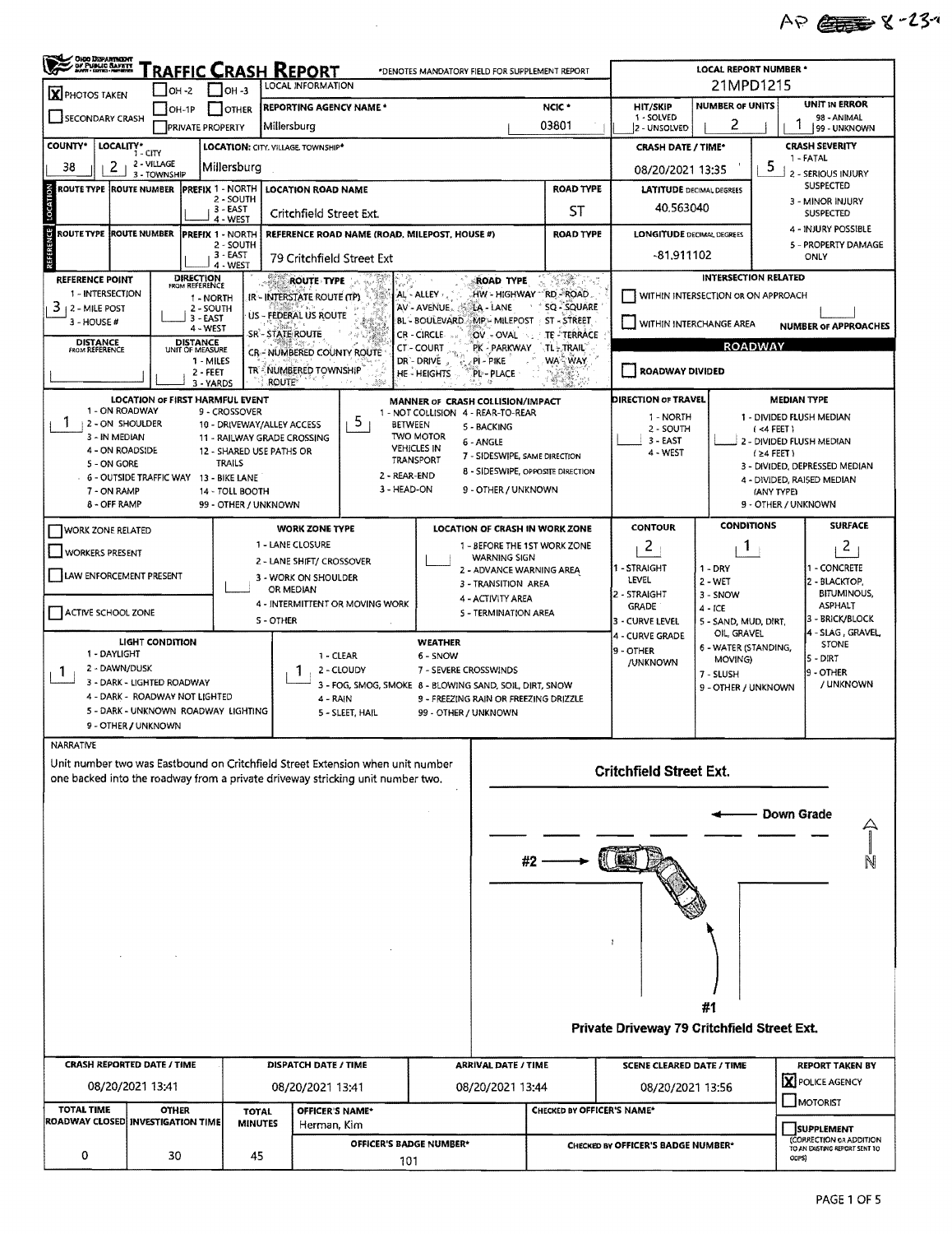AP 8-23

# TRAFFIC CRASH REPORT

*DENOTES MANDATORY FIELD FOR SUPPLEMENT REPORT

| | |
|---|---|
| [X] PHOTOS TAKEN | [ ] OH-2 [ ] OH-3 [ ] OH-1P [ ] OTHER |
| [ ] SECONDARY CRASH | [ ] PRIVATE PROPERTY |
| LOCAL INFORMATION | |
| REPORTING AGENCY NAME* | Millersburg |
| NCIC* | 03801 |
| LOCAL REPORT NUMBER* | 21MPD1215 |
| HIT/SKIP (1 - SOLVED, 2 - UNSOLVED) | |
| NUMBER OF UNITS | 2 |
| UNIT IN ERROR (98 - ANIMAL, 99 - UNKNOWN) | 1 |

| Field | Value |
|---|---|
| COUNTY* | 38 |
| LOCALITY* (1 - CITY, 2 - VILLAGE, 3 - TOWNSHIP) | 2 |
| LOCATION: CITY, VILLAGE, TOWNSHIP* | Millersburg |
| CRASH DATE / TIME* | 08/20/2021 13:35 |
| CRASH SEVERITY (1 - FATAL, 2 - SERIOUS INJURY SUSPECTED, 3 - MINOR INJURY SUSPECTED, 4 - INJURY POSSIBLE, 5 - PROPERTY DAMAGE ONLY) | 5 |

**LOCATION**

| ROUTE TYPE | ROUTE NUMBER | PREFIX (1 - NORTH, 2 - SOUTH, 3 - EAST, 4 - WEST) | LOCATION ROAD NAME | ROAD TYPE |
|---|---|---|---|---|
| | | | Critchfield Street Ext. | ST |

LATITUDE DECIMAL DEGREES: 40.563040

**REFERENCE**

| ROUTE TYPE | ROUTE NUMBER | PREFIX (1 - NORTH, 2 - SOUTH, 3 - EAST, 4 - WEST) | REFERENCE ROAD NAME (ROAD, MILEPOST, HOUSE #) | ROAD TYPE |
|---|---|---|---|---|
| | | | 79 Critchfield Street Ext | |

LONGITUDE DECIMAL DEGREES: -81.911102

| REFERENCE POINT (1 - INTERSECTION, 2 - MILE POST, 3 - HOUSE #) | DIRECTION FROM REFERENCE (1 - NORTH, 2 - SOUTH, 3 - EAST, 4 - WEST) | DISTANCE FROM REFERENCE | DISTANCE UNIT OF MEASURE (1 - MILES, 2 - FEET, 3 - YARDS) |
|---|---|---|---|
| 3 | | | |

ROUTE TYPE: IR - INTERSTATE ROUTE (TP), US - FEDERAL US ROUTE, SR - STATE ROUTE, CR - NUMBERED COUNTY ROUTE, TR - NUMBERED TOWNSHIP ROUTE

ROAD TYPE: AL - ALLEY, AV - AVENUE, BL - BOULEVARD, CR - CIRCLE, CT - COURT, DR - DRIVE, HE - HEIGHTS, HW - HIGHWAY, LA - LANE, MP - MILEPOST, OV - OVAL, PK - PARKWAY, PI - PIKE, PL - PLACE, RD - ROAD, SQ - SQUARE, ST - STREET, TE - TERRACE, TL - TRAIL, WA - WAY

INTERSECTION RELATED: [ ] WITHIN INTERSECTION OR ON APPROACH; [ ] WITHIN INTERCHANGE AREA; NUMBER OF APPROACHES: ___

ROADWAY: [ ] ROADWAY DIVIDED

| Field | Value |
|---|---|
| LOCATION OF FIRST HARMFUL EVENT (1 - ON ROADWAY, 2 - ON SHOULDER, 3 - IN MEDIAN, 4 - ON ROADSIDE, 5 - ON GORE, 6 - OUTSIDE TRAFFIC WAY, 7 - ON RAMP, 8 - OFF RAMP, 9 - CROSSOVER, 10 - DRIVEWAY/ALLEY ACCESS, 11 - RAILWAY GRADE CROSSING, 12 - SHARED USE PATHS OR TRAILS, 13 - BIKE LANE, 14 - TOLL BOOTH, 99 - OTHER / UNKNOWN) | 1 |
| MANNER OF CRASH COLLISION/IMPACT (1 - NOT COLLISION BETWEEN TWO MOTOR VEHICLES IN TRANSPORT, 2 - REAR-END, 3 - HEAD-ON, 4 - REAR-TO-REAR, 5 - BACKING, 6 - ANGLE, 7 - SIDESWIPE, SAME DIRECTION, 8 - SIDESWIPE, OPPOSITE DIRECTION, 9 - OTHER / UNKNOWN) | 5 |
| DIRECTION OF TRAVEL (1 - NORTH, 2 - SOUTH, 3 - EAST, 4 - WEST) | |
| MEDIAN TYPE (1 - DIVIDED FLUSH MEDIAN (<4 FEET), 2 - DIVIDED FLUSH MEDIAN (≥4 FEET), 3 - DIVIDED, DEPRESSED MEDIAN, 4 - DIVIDED, RAISED MEDIAN (ANY TYPE), 9 - OTHER / UNKNOWN) | |

| Field | Value |
|---|---|
| [ ] WORK ZONE RELATED | |
| [ ] WORKERS PRESENT | |
| [ ] LAW ENFORCEMENT PRESENT | |
| [ ] ACTIVE SCHOOL ZONE | |
| WORK ZONE TYPE (1 - LANE CLOSURE, 2 - LANE SHIFT/ CROSSOVER, 3 - WORK ON SHOULDER OR MEDIAN, 4 - INTERMITTENT OR MOVING WORK, 5 - OTHER) | |
| LOCATION OF CRASH IN WORK ZONE (1 - BEFORE THE 1ST WORK ZONE WARNING SIGN, 2 - ADVANCE WARNING AREA, 3 - TRANSITION AREA, 4 - ACTIVITY AREA, 5 - TERMINATION AREA) | |
| CONTOUR (1 - STRAIGHT LEVEL, 2 - STRAIGHT GRADE, 3 - CURVE LEVEL, 4 - CURVE GRADE, 9 - OTHER /UNKNOWN) | 2 |
| CONDITIONS (1 - DRY, 2 - WET, 3 - SNOW, 4 - ICE, 5 - SAND, MUD, DIRT, OIL, GRAVEL, 6 - WATER (STANDING, MOVING), 7 - SLUSH, 9 - OTHER / UNKNOWN) | 1 |
| SURFACE (1 - CONCRETE, 2 - BLACKTOP, BITUMINOUS, ASPHALT, 3 - BRICK/BLOCK, 4 - SLAG, GRAVEL, STONE, 5 - DIRT, 9 - OTHER / UNKNOWN) | 2 |
| LIGHT CONDITION (1 - DAYLIGHT, 2 - DAWN/DUSK, 3 - DARK - LIGHTED ROADWAY, 4 - DARK - ROADWAY NOT LIGHTED, 5 - DARK - UNKNOWN ROADWAY LIGHTING, 9 - OTHER / UNKNOWN) | 1 |
| WEATHER (1 - CLEAR, 2 - CLOUDY, 3 - FOG, SMOG, SMOKE, 4 - RAIN, 5 - SLEET, HAIL, 6 - SNOW, 7 - SEVERE CROSSWINDS, 8 - BLOWING SAND, SOIL, DIRT, SNOW, 9 - FREEZING RAIN OR FREEZING DRIZZLE, 99 - OTHER / UNKNOWN) | 1 |

## NARRATIVE

Unit number two was Eastbound on Critchfield Street Extension when unit number one backed into the roadway from a private driveway striking unit number two.

Diagram labels: Critchfield Street Ext. — Down Grade — N — #2 — #1 — Private Driveway 79 Critchfield Street Ext.

| CRASH REPORTED DATE / TIME | DISPATCH DATE / TIME | ARRIVAL DATE / TIME | SCENE CLEARED DATE / TIME | REPORT TAKEN BY |
|---|---|---|---|---|
| 08/20/2021 13:41 | 08/20/2021 13:41 | 08/20/2021 13:44 | 08/20/2021 13:56 | [X] POLICE AGENCY [ ] MOTORIST |

| TOTAL TIME ROADWAY CLOSED | OTHER INVESTIGATION TIME | TOTAL MINUTES | OFFICER'S NAME* | OFFICER'S BADGE NUMBER* | CHECKED BY OFFICER'S NAME* | CHECKED BY OFFICER'S BADGE NUMBER* |
|---|---|---|---|---|---|---|
| 0 | 30 | 45 | Herman, Kim | 101 | | |

[ ] SUPPLEMENT (CORRECTION OR ADDITION TO AN EXISTING REPORT SENT TO ODPS)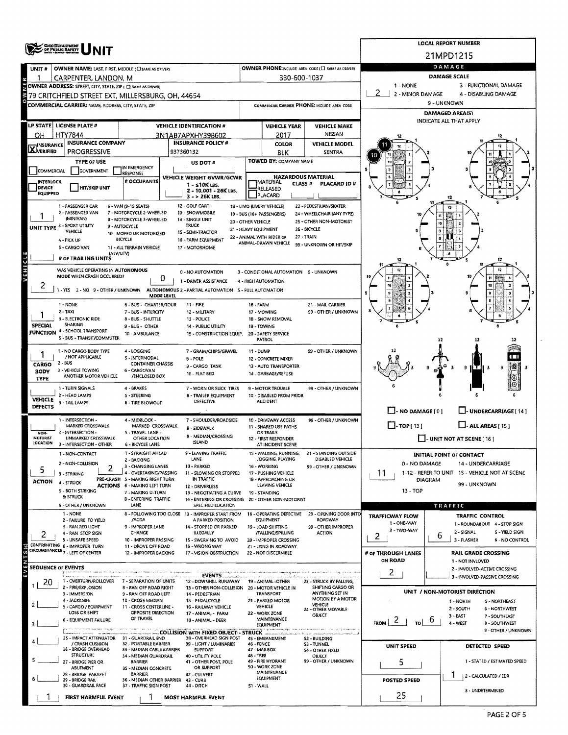# OHIO DEPARTMENT OF PUBLIC SAFETY — UNIT

**LOCAL REPORT NUMBER:** 21MPD1215

## OWNER

| UNIT # | OWNER NAME: LAST, FIRST, MIDDLE ( ☐ SAME AS DRIVER) | OWNER PHONE: INCLUDE AREA CODE ( ☐ SAME AS DRIVER) |
|---|---|---|
| 1 | CARPENTER, LANDON, M | 330-600-1037 |

**OWNER ADDRESS:** STREET, CITY, STATE, ZIP ( ☐ SAME AS DRIVER)
79 CRITCHFIELD STREET EXT, MILLERSBURG, OH, 44654

**COMMERCIAL CARRIER:** NAME, ADDRESS, CITY, STATE, ZIP — **COMMERCIAL CARRIER PHONE:** INCLUDE AREA CODE

## VEHICLE

| LP STATE | LICENSE PLATE # | VEHICLE IDENTIFICATION # | VEHICLE YEAR | VEHICLE MAKE |
|---|---|---|---|---|
| OH | HTY7844 | 3N1AB7APXHY398602 | 2017 | NISSAN |

| INSURANCE | INSURANCE COMPANY | INSURANCE POLICY # | COLOR | VEHICLE MODEL |
|---|---|---|---|---|
| ☒ VERIFIED | PROGRESSIVE | 937360132 | BLK | SENTRA |

**TYPE OF USE:** ☐ COMMERCIAL ☐ GOVERNMENT ☐ IN EMERGENCY RESPONSE — US DOT # — TOWED BY: COMPANY NAME

☐ INTERLOCK DEVICE EQUIPPED ☐ HIT/SKIP UNIT — # OCCUPANTS

**VEHICLE WEIGHT GVWR/GCWR:** 1 - ≤10K LBS. 2 - 10.001 - 26K LBS. 3 - > 26K LBS.

**HAZARDOUS MATERIAL:** ☐ MATERIAL CLASS # ☐ RELEASED ☐ PLACARD — PLACARD ID #

**UNIT TYPE:** 1
1 - PASSENGER CAR, 2 - PASSENGER VAN (MINIVAN), 3 - SPORT UTILITY VEHICLE, 4 - PICK UP, 5 - CARGO VAN (ATV/UTV), 6 - VAN (9-15 SEATS), 7 - MOTORCYCLE 2-WHEELED, 8 - MOTORCYCLE 3-WHEELED, 9 - AUTOCYCLE, 10 - MOPED OR MOTORIZED BICYCLE, 11 - ALL TERRAIN VEHICLE, 12 - GOLF CART, 13 - SNOWMOBILE, 14 - SINGLE UNIT TRUCK, 15 - SEMI-TRACTOR, 16 - FARM EQUIPMENT, 17 - MOTORHOME, 18 - LIMO (LIVERY VEHICLE), 19 - BUS (16+ PASSENGERS), 20 - OTHER VEHICLE, 21 - HEAVY EQUIPMENT, 22 - ANIMAL WITH RIDER OR ANIMAL-DRAWN VEHICLE, 23 - PEDESTRIAN/SKATER, 24 - WHEELCHAIR (ANY TYPE), 25 - OTHER NON-MOTORIST, 26 - BICYCLE, 27 - TRAIN, 99 - UNKNOWN OR HIT/SKIP

**# OF TRAILING UNITS:**

**WAS VEHICLE OPERATING IN AUTONOMOUS MODE WHEN CRASH OCCURRED?** 2
1 - YES 2 - NO 9 - OTHER / UNKNOWN

**AUTONOMOUS MODE LEVEL:** 0
0 - NO AUTOMATION, 1 - DRIVER ASSISTANCE, 2 - PARTIAL AUTOMATION, 3 - CONDITIONAL AUTOMATION, 4 - HIGH AUTOMATION, 5 - FULL AUTOMATION, 9 - UNKNOWN

**SPECIAL FUNCTION:** 1
1 - NONE, 2 - TAXI, 3 - ELECTRONIC RIDE SHARING, 4 - SCHOOL TRANSPORT, 5 - BUS - TRANSIT/COMMUTER, 6 - BUS - CHARTER/TOUR, 7 - BUS - INTERCITY, 8 - BUS - SHUTTLE, 9 - BUS - OTHER, 10 - AMBULANCE, 11 - FIRE, 12 - MILITARY, 13 - POLICE, 14 - PUBLIC UTILITY, 15 - CONSTRUCTION EQUIP., 16 - FARM, 17 - MOWING, 18 - SNOW REMOVAL, 19 - TOWING, 20 - SAFETY SERVICE PATROL, 21 - MAIL CARRIER, 99 - OTHER / UNKNOWN

**CARGO BODY TYPE:** 1
1 - NO CARGO BODY TYPE / NOT APPLICABLE, 2 - BUS, 3 - VEHICLE TOWING ANOTHER MOTOR VEHICLE, 4 - LOGGING, 5 - INTERMODAL CONTAINER CHASSIS, 6 - CARGOVAN /ENCLOSED BOX, 7 - GRAIN/CHIPS/GRAVEL, 8 - POLE, 9 - CARGO TANK, 10 - FLAT BED, 11 - DUMP, 12 - CONCRETE MIXER, 13 - AUTO TRANSPORTER, 14 - GARBAGE/REFUSE, 99 - OTHER / UNKNOWN

**VEHICLE DEFECTS:**
1 - TURN SIGNALS, 2 - HEAD LAMPS, 3 - TAIL LAMPS, 4 - BRAKES, 5 - STEERING, 6 - TIRE BLOWOUT, 7 - WORN OR SLICK TIRES, 8 - TRAILER EQUIPMENT DEFECTIVE, 9 - MOTOR TROUBLE, 10 - DISABLED FROM PRIOR ACCIDENT, 99 - OTHER / UNKNOWN

**NON-MOTORIST LOCATION:**
1 - INTERSECTION - MARKED CROSSWALK, 2 - INTERSECTION - UNMARKED CROSSWALK, 3 - INTERSECTION - OTHER, 4 - MIDBLOCK - MARKED CROSSWALK, 5 - TRAVEL LANE - OTHER LOCATION, 6 - BICYCLE LANE, 7 - SHOULDER/ROADSIDE, 8 - SIDEWALK, 9 - MEDIAN/CROSSING ISLAND, 10 - DRIVEWAY ACCESS, 11 - SHARED USE PATHS OR TRAILS, 12 - FIRST RESPONDER AT INCIDENT SCENE, 99 - OTHER / UNKNOWN

**ACTION:** 5
1 - NON-CONTACT, 2 - NON-COLLISION, 3 - STRIKING, 4 - STRUCK, 5 - BOTH STRIKING & STRUCK, 9 - OTHER / UNKNOWN

**PRE-CRASH ACTIONS:** 2
1 - STRAIGHT AHEAD, 2 - BACKING, 3 - CHANGING LANES, 4 - OVERTAKING/PASSING, 5 - MAKING RIGHT TURN, 6 - MAKING LEFT TURN, 7 - MAKING U-TURN, 8 - ENTERING TRAFFIC LANE, 9 - LEAVING TRAFFIC LANE, 10 - PARKED, 11 - SLOWING OR STOPPED IN TRAFFIC, 12 - DRIVERLESS, 13 - NEGOTIATING A CURVE, 14 - ENTERING OR CROSSING SPECIFIED LOCATION, 15 - WALKING, RUNNING, JOGGING, PLAYING, 16 - WORKING, 17 - PUSHING VEHICLE, 18 - APPROACHING OR LEAVING VEHICLE, 19 - STANDING, 20 - OTHER NON-MOTORIST, 21 - STANDING OUTSIDE DISABLED VEHICLE, 99 - OTHER / UNKNOWN

**CONTRIBUTING CIRCUMSTANCES:** 2
1 - NONE, 2 - FAILURE TO YIELD, 3 - RAN RED LIGHT, 4 - RAN STOP SIGN, 5 - UNSAFE SPEED, 6 - IMPROPER TURN, 7 - LEFT OF CENTER, 8 - FOLLOWING TOO CLOSE /ACDA, 9 - IMPROPER LANE CHANGE, 10 - IMPROPER PASSING, 11 - DROVE OFF ROAD, 12 - IMPROPER BACKING, 13 - IMPROPER START FROM A PARKED POSITION, 14 - STOPPED OR PARKED ILLEGALLY, 15 - SWERVING TO AVOID, 16 - WRONG WAY, 17 - VISION OBSTRUCTION, 18 - OPERATING DEFECTIVE EQUIPMENT, 19 - LOAD SHIFTING /FALLING/SPILLING, 20 - IMPROPER CROSSING, 21 - LYING IN ROADWAY, 22 - NOT DISCERNIBLE, 23 - OPENING DOOR INTO ROADWAY, 99 - OTHER IMPROPER ACTION

## SEQUENCE OF EVENTS

| # | Event |
|---|---|
| 1 | 20 |
| 2 | |
| 3 | |
| 4 | |
| 5 | |
| 6 | |

**EVENTS:** 1 - OVERTURN/ROLLOVER, 2 - FIRE/EXPLOSION, 3 - IMMERSION, 4 - JACKKNIFE, 5 - CARGO / EQUIPMENT LOSS OR SHIFT, 6 - EQUIPMENT FAILURE, 7 - SEPARATION OF UNITS, 8 - RAN OFF ROAD RIGHT, 9 - RAN OFF ROAD LEFT, 10 - CROSS MEDIAN, 11 - CROSS CENTERLINE - OPPOSITE DIRECTION OF TRAVEL, 12 - DOWNHILL RUNAWAY, 13 - OTHER NON-COLLISION, 14 - PEDESTRIAN, 15 - PEDALCYCLE, 16 - RAILWAY VEHICLE, 17 - ANIMAL - FARM, 18 - ANIMAL - DEER, 19 - ANIMAL -OTHER, 20 - MOTOR VEHICLE IN TRANSPORT, 21 - PARKED MOTOR VEHICLE, 22 - WORK ZONE MAINTENANCE EQUIPMENT, 23 - STRUCK BY FALLING, SHIFTING CARGO OR ANYTHING SET IN MOTION BY A MOTOR VEHICLE, 24 - OTHER MOVABLE OBJECT

**COLLISION WITH FIXED OBJECT - STRUCK:** 25 - IMPACT ATTENUATOR / CRASH CUSHION, 26 - BRIDGE OVERHEAD STRUCTURE, 27 - BRIDGE PIER OR ABUTMENT, 28 - BRIDGE PARAPET, 29 - BRIDGE RAIL, 30 - GUARDRAIL FACE, 31 - GUARDRAIL END, 32 - PORTABLE BARRIER, 33 - MEDIAN CABLE BARRIER, 34 - MEDIAN GUARDRAIL BARRIER, 35 - MEDIAN CONCRETE BARRIER, 36 - MEDIAN OTHER BARRIER, 37 - TRAFFIC SIGN POST, 38 - OVERHEAD SIGN POST, 39 - LIGHT / LUMINARIES SUPPORT, 40 - UTILITY POLE, 41 - OTHER POST, POLE OR SUPPORT, 42 - CULVERT, 43 - CURB, 44 - DITCH, 45 - EMBANKMENT, 46 - FENCE, 47 - MAILBOX, 48 - TREE, 49 - FIRE HYDRANT, 50 - WORK ZONE MAINTENANCE EQUIPMENT, 51 - WALL, 52 - BUILDING, 53 - TUNNEL, 54 - OTHER FIXED OBJECT, 99 - OTHER / UNKNOWN

**FIRST HARMFUL EVENT:** 1 — **MOST HARMFUL EVENT:** 1

## DAMAGE

**DAMAGE SCALE:** 2
1 - NONE, 2 - MINOR DAMAGE, 3 - FUNCTIONAL DAMAGE, 4 - DISABLING DAMAGE, 9 - UNKNOWN

**DAMAGED AREA(S)** — INDICATE ALL THAT APPLY: 10, 11

☐ - NO DAMAGE [ 0 ] ☐ - UNDERCARRIAGE [ 14 ] ☐ - TOP [ 13 ] ☐ - ALL AREAS [ 15 ] ☐ - UNIT NOT AT SCENE [ 16 ]

**INITIAL POINT OF CONTACT:** 11
0 - NO DAMAGE, 1-12 - REFER TO UNIT DIAGRAM, 13 - TOP, 14 - UNDERCARRIAGE, 15 - VEHICLE NOT AT SCENE, 99 - UNKNOWN

## TRAFFIC

**TRAFFICWAY FLOW:** 2 (1 - ONE-WAY, 2 - TWO-WAY)

**TRAFFIC CONTROL:** 6
1 - ROUNDABOUT, 2 - SIGNAL, 3 - FLASHER, 4 - STOP SIGN, 5 - YIELD SIGN, 6 - NO CONTROL

**# OF THROUGH LANES ON ROAD:** 2

**RAIL GRADE CROSSING:** 1 - NOT INVOLVED, 2 - INVOLVED-ACTIVE CROSSING, 3 - INVOLVED-PASSIVE CROSSING

**UNIT / NON-MOTORIST DIRECTION:** FROM 2 TO 6
1 - NORTH, 2 - SOUTH, 3 - EAST, 4 - WEST, 5 - NORTHEAST, 6 - NORTHWEST, 7 - SOUTHEAST, 8 - SOUTHWEST, 9 - OTHER / UNKNOWN

**UNIT SPEED:** 5

**DETECTED SPEED:** 1
1 - STATED / ESTIMATED SPEED, 2 - CALCULATED / EDR, 3 - UNDETERMINED

**POSTED SPEED:** 25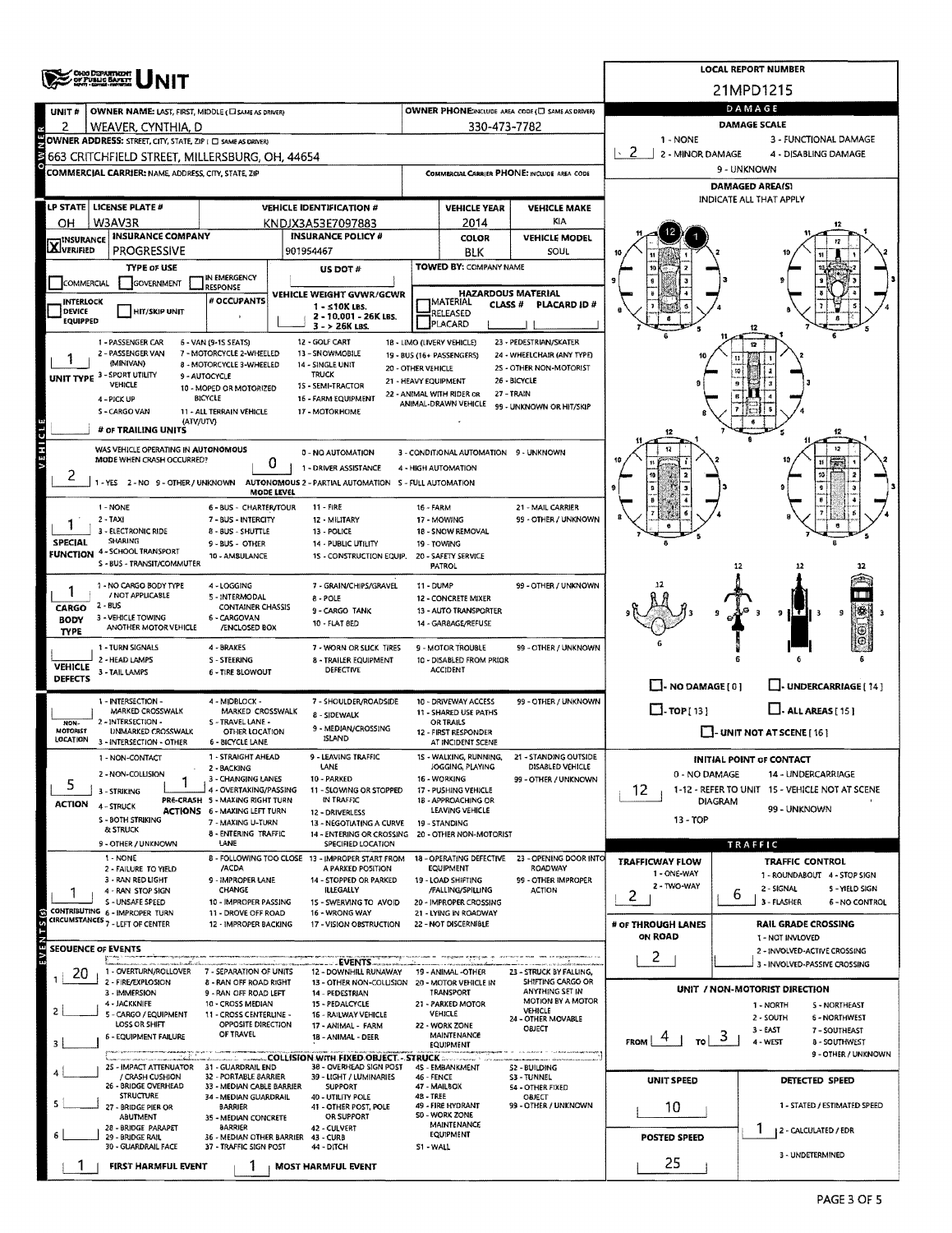# UNIT

**LOCAL REPORT NUMBER:** 21MPD1215

## OWNER

| UNIT # | OWNER NAME: LAST, FIRST, MIDDLE (☐ SAME AS DRIVER) | OWNER PHONE: INCLUDE AREA CODE (☐ SAME AS DRIVER) |
|---|---|---|
| 2 | WEAVER, CYNTHIA, D | 330-473-7782 |

**OWNER ADDRESS:** STREET, CITY, STATE, ZIP (☐ SAME AS DRIVER)
663 CRITCHFIELD STREET, MILLERSBURG, OH, 44654

**COMMERCIAL CARRIER:** NAME, ADDRESS, CITY, STATE, ZIP

**COMMERCIAL CARRIER PHONE:** INCLUDE AREA CODE

## DAMAGE

**DAMAGE SCALE:** 2
1 - NONE; 2 - MINOR DAMAGE; 3 - FUNCTIONAL DAMAGE; 4 - DISABLING DAMAGE; 9 - UNKNOWN

**DAMAGED AREA(S)** (INDICATE ALL THAT APPLY): 12, 1

☐ - NO DAMAGE [0] ☐ - UNDERCARRIAGE [14] ☐ - TOP [13] ☐ - ALL AREAS [15] ☐ - UNIT NOT AT SCENE [16]

## VEHICLE

| LP STATE | LICENSE PLATE # | VEHICLE IDENTIFICATION # | VEHICLE YEAR | VEHICLE MAKE |
|---|---|---|---|---|
| OH | W3AV3R | KNDJX3A53E7097883 | 2014 | KIA |

| INSURANCE | INSURANCE COMPANY | INSURANCE POLICY # | COLOR | VEHICLE MODEL |
|---|---|---|---|---|
| ☒ VERIFIED | PROGRESSIVE | 901954467 | BLK | SOUL |

**TYPE OF USE:** ☐ COMMERCIAL ☐ GOVERNMENT ☐ IN EMERGENCY RESPONSE
**US DOT #:**
**TOWED BY:** COMPANY NAME
**INTERLOCK DEVICE EQUIPPED** ☐ ☐ HIT/SKIP UNIT
**# OCCUPANTS:**
**VEHICLE WEIGHT GVWR/GCWR:** 1 - ≤10K LBS.; 2 - 10.001 - 26K LBS.; 3 - > 26K LBS.
**HAZARDOUS MATERIAL:** ☐ MATERIAL RELEASED ☐ PLACARD; CLASS #; PLACARD ID #

**UNIT TYPE:** 1
1 - PASSENGER CAR; 2 - PASSENGER VAN (MINIVAN); 3 - SPORT UTILITY VEHICLE; 4 - PICK UP; 5 - CARGO VAN; 6 - VAN (9-15 SEATS); 7 - MOTORCYCLE 2-WHEELED; 8 - MOTORCYCLE 3-WHEELED; 9 - AUTOCYCLE; 10 - MOPED OR MOTORIZED BICYCLE; 11 - ALL TERRAIN VEHICLE (ATV/UTV); 12 - GOLF CART; 13 - SNOWMOBILE; 14 - SINGLE UNIT TRUCK; 15 - SEMI-TRACTOR; 16 - FARM EQUIPMENT; 17 - MOTORHOME; 18 - LIMO (LIVERY VEHICLE); 19 - BUS (16+ PASSENGERS); 20 - OTHER VEHICLE; 21 - HEAVY EQUIPMENT; 22 - ANIMAL WITH RIDER OR ANIMAL-DRAWN VEHICLE; 23 - PEDESTRIAN/SKATER; 24 - WHEELCHAIR (ANY TYPE); 25 - OTHER NON-MOTORIST; 26 - BICYCLE; 27 - TRAIN; 99 - UNKNOWN OR HIT/SKIP

**# OF TRAILING UNITS:**

**WAS VEHICLE OPERATING IN AUTONOMOUS MODE WHEN CRASH OCCURRED?** 2
1 - YES; 2 - NO; 9 - OTHER / UNKNOWN

**AUTONOMOUS MODE LEVEL:** 0
0 - NO AUTOMATION; 1 - DRIVER ASSISTANCE; 2 - PARTIAL AUTOMATION; 3 - CONDITIONAL AUTOMATION; 4 - HIGH AUTOMATION; 5 - FULL AUTOMATION; 9 - UNKNOWN

**SPECIAL FUNCTION:** 1
1 - NONE; 2 - TAXI; 3 - ELECTRONIC RIDE SHARING; 4 - SCHOOL TRANSPORT; 5 - BUS - TRANSIT/COMMUTER; 6 - BUS - CHARTER/TOUR; 7 - BUS - INTERCITY; 8 - BUS - SHUTTLE; 9 - BUS - OTHER; 10 - AMBULANCE; 11 - FIRE; 12 - MILITARY; 13 - POLICE; 14 - PUBLIC UTILITY; 15 - CONSTRUCTION EQUIP.; 16 - FARM; 17 - MOWING; 18 - SNOW REMOVAL; 19 - TOWING; 20 - SAFETY SERVICE PATROL; 21 - MAIL CARRIER; 99 - OTHER / UNKNOWN

**CARGO BODY TYPE:** 1
1 - NO CARGO BODY TYPE / NOT APPLICABLE; 2 - BUS; 3 - VEHICLE TOWING ANOTHER MOTOR VEHICLE; 4 - LOGGING; 5 - INTERMODAL CONTAINER CHASSIS; 6 - CARGOVAN /ENCLOSED BOX; 7 - GRAIN/CHIPS/GRAVEL; 8 - POLE; 9 - CARGO TANK; 10 - FLAT BED; 11 - DUMP; 12 - CONCRETE MIXER; 13 - AUTO TRANSPORTER; 14 - GARBAGE/REFUSE; 99 - OTHER / UNKNOWN

**VEHICLE DEFECTS:**
1 - TURN SIGNALS; 2 - HEAD LAMPS; 3 - TAIL LAMPS; 4 - BRAKES; 5 - STEERING; 6 - TIRE BLOWOUT; 7 - WORN OR SLICK TIRES; 8 - TRAILER EQUIPMENT DEFECTIVE; 9 - MOTOR TROUBLE; 10 - DISABLED FROM PRIOR ACCIDENT; 99 - OTHER / UNKNOWN

**NON-MOTORIST LOCATION:**
1 - INTERSECTION - MARKED CROSSWALK; 2 - INTERSECTION - UNMARKED CROSSWALK; 3 - INTERSECTION - OTHER; 4 - MIDBLOCK - MARKED CROSSWALK; 5 - TRAVEL LANE - OTHER LOCATION; 6 - BICYCLE LANE; 7 - SHOULDER/ROADSIDE; 8 - SIDEWALK; 9 - MEDIAN/CROSSING ISLAND; 10 - DRIVEWAY ACCESS; 11 - SHARED USE PATHS OR TRAILS; 12 - FIRST RESPONDER AT INCIDENT SCENE; 99 - OTHER / UNKNOWN

**ACTION:** 5
1 - NON-CONTACT; 2 - NON-COLLISION; 3 - STRIKING; 4 - STRUCK; 5 - BOTH STRIKING & STRUCK; 9 - OTHER / UNKNOWN

**PRE-CRASH ACTIONS:** 1
1 - STRAIGHT AHEAD; 2 - BACKING; 3 - CHANGING LANES; 4 - OVERTAKING/PASSING; 5 - MAKING RIGHT TURN; 6 - MAKING LEFT TURN; 7 - MAKING U-TURN; 8 - ENTERING TRAFFIC LANE; 9 - LEAVING TRAFFIC LANE; 10 - PARKED; 11 - SLOWING OR STOPPED IN TRAFFIC; 12 - DRIVERLESS; 13 - NEGOTIATING A CURVE; 14 - ENTERING OR CROSSING SPECIFIED LOCATION; 15 - WALKING, RUNNING, JOGGING, PLAYING; 16 - WORKING; 17 - PUSHING VEHICLE; 18 - APPROACHING OR LEAVING VEHICLE; 19 - STANDING; 20 - OTHER NON-MOTORIST; 21 - STANDING OUTSIDE DISABLED VEHICLE; 99 - OTHER / UNKNOWN

**CONTRIBUTING CIRCUMSTANCES:** 1
1 - NONE; 2 - FAILURE TO YIELD; 3 - RAN RED LIGHT; 4 - RAN STOP SIGN; 5 - UNSAFE SPEED; 6 - IMPROPER TURN; 7 - LEFT OF CENTER; 8 - FOLLOWING TOO CLOSE /ACDA; 9 - IMPROPER LANE CHANGE; 10 - IMPROPER PASSING; 11 - DROVE OFF ROAD; 12 - IMPROPER BACKING; 13 - IMPROPER START FROM A PARKED POSITION; 14 - STOPPED OR PARKED ILLEGALLY; 15 - SWERVING TO AVOID; 16 - WRONG WAY; 17 - VISION OBSTRUCTION; 18 - OPERATING DEFECTIVE EQUIPMENT; 19 - LOAD SHIFTING /FALLING/SPILLING; 20 - IMPROPER CROSSING; 21 - LYING IN ROADWAY; 22 - NOT DISCERNIBLE; 23 - OPENING DOOR INTO ROADWAY; 99 - OTHER IMPROPER ACTION

## INITIAL POINT OF CONTACT

12
0 - NO DAMAGE; 1-12 - REFER TO UNIT DIAGRAM; 13 - TOP; 14 - UNDERCARRIAGE; 15 - VEHICLE NOT AT SCENE; 99 - UNKNOWN

## EVENTS

**SEQUENCE OF EVENTS**

| # | Event |
|---|---|
| 1 | 20 |
| 2 | |
| 3 | |
| 4 | |
| 5 | |
| 6 | |

**EVENTS:** 1 - OVERTURN/ROLLOVER; 2 - FIRE/EXPLOSION; 3 - IMMERSION; 4 - JACKKNIFE; 5 - CARGO / EQUIPMENT LOSS OR SHIFT; 6 - EQUIPMENT FAILURE; 7 - SEPARATION OF UNITS; 8 - RAN OFF ROAD RIGHT; 9 - RAN OFF ROAD LEFT; 10 - CROSS MEDIAN; 11 - CROSS CENTERLINE - OPPOSITE DIRECTION OF TRAVEL; 12 - DOWNHILL RUNAWAY; 13 - OTHER NON-COLLISION; 14 - PEDESTRIAN; 15 - PEDALCYCLE; 16 - RAILWAY VEHICLE; 17 - ANIMAL - FARM; 18 - ANIMAL - DEER; 19 - ANIMAL - OTHER; 20 - MOTOR VEHICLE IN TRANSPORT; 21 - PARKED MOTOR VEHICLE; 22 - WORK ZONE MAINTENANCE EQUIPMENT; 23 - STRUCK BY FALLING, SHIFTING CARGO OR ANYTHING SET IN MOTION BY A MOTOR VEHICLE; 24 - OTHER MOVABLE OBJECT

**COLLISION WITH FIXED OBJECT - STRUCK:** 25 - IMPACT ATTENUATOR / CRASH CUSHION; 26 - BRIDGE OVERHEAD STRUCTURE; 27 - BRIDGE PIER OR ABUTMENT; 28 - BRIDGE PARAPET; 29 - BRIDGE RAIL; 30 - GUARDRAIL FACE; 31 - GUARDRAIL END; 32 - PORTABLE BARRIER; 33 - MEDIAN CABLE BARRIER; 34 - MEDIAN GUARDRAIL BARRIER; 35 - MEDIAN CONCRETE BARRIER; 36 - MEDIAN OTHER BARRIER; 37 - TRAFFIC SIGN POST; 38 - OVERHEAD SIGN POST; 39 - LIGHT / LUMINARIES SUPPORT; 40 - UTILITY POLE; 41 - OTHER POST, POLE OR SUPPORT; 42 - CULVERT; 43 - CURB; 44 - DITCH; 45 - EMBANKMENT; 46 - FENCE; 47 - MAILBOX; 48 - TREE; 49 - FIRE HYDRANT; 50 - WORK ZONE MAINTENANCE EQUIPMENT; 51 - WALL; 52 - BUILDING; 53 - TUNNEL; 54 - OTHER FIXED OBJECT; 99 - OTHER / UNKNOWN

**FIRST HARMFUL EVENT:** 1
**MOST HARMFUL EVENT:** 1

## TRAFFIC

**TRAFFICWAY FLOW:** 2 (1 - ONE-WAY; 2 - TWO-WAY)

**TRAFFIC CONTROL:** 6
1 - ROUNDABOUT; 2 - SIGNAL; 3 - FLASHER; 4 - STOP SIGN; 5 - YIELD SIGN; 6 - NO CONTROL

**# OF THROUGH LANES ON ROAD:** 2

**RAIL GRADE CROSSING:**
1 - NOT INVOLVED; 2 - INVOLVED-ACTIVE CROSSING; 3 - INVOLVED-PASSIVE CROSSING

**UNIT / NON-MOTORIST DIRECTION:** FROM 4 TO 3
1 - NORTH; 2 - SOUTH; 3 - EAST; 4 - WEST; 5 - NORTHEAST; 6 - NORTHWEST; 7 - SOUTHEAST; 8 - SOUTHWEST; 9 - OTHER / UNKNOWN

**UNIT SPEED:** 10

**POSTED SPEED:** 25

**DETECTED SPEED:** 1
1 - STATED / ESTIMATED SPEED; 2 - CALCULATED / EDR; 3 - UNDETERMINED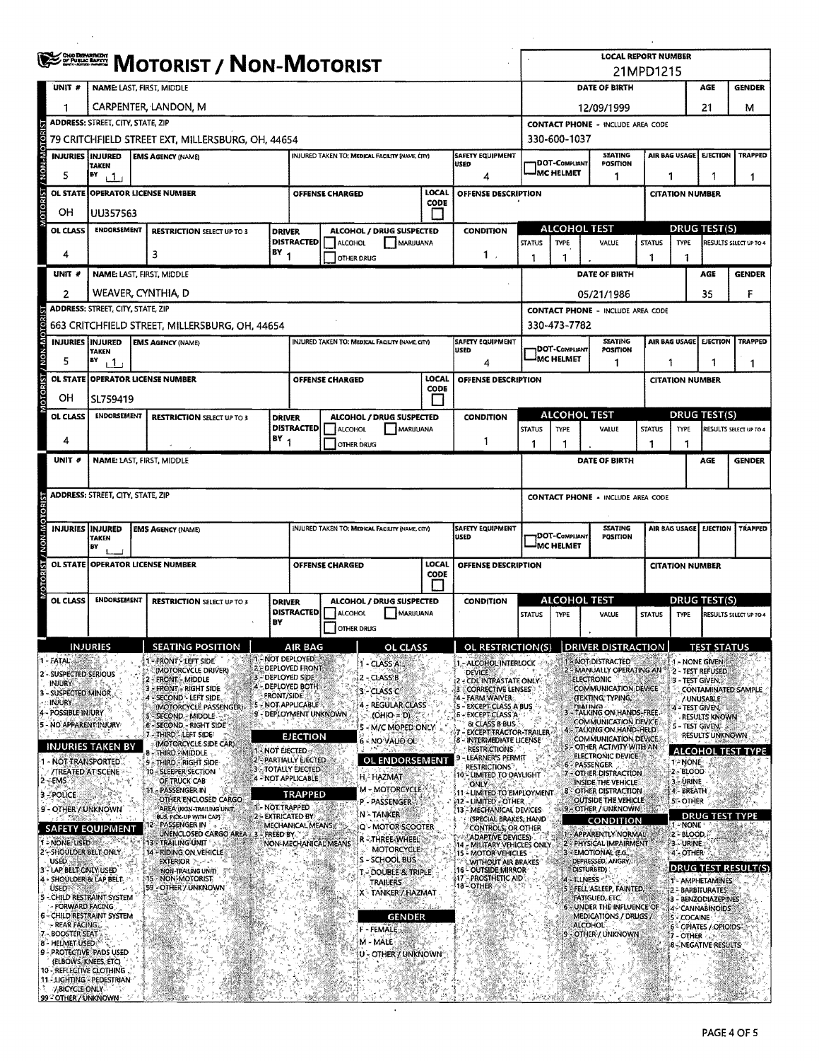# MOTORIST / NON-MOTORIST

OHIO DEPARTMENT OF PUBLIC SAFETY

**LOCAL REPORT NUMBER:** 21MPD1215

## Unit 1

| | | | | | |
|---|---|---|---|---|---|
| **UNIT #** | 1 | **NAME: LAST, FIRST, MIDDLE** | CARPENTER, LANDON, M | | |
| **DATE OF BIRTH** | 12/09/1999 | **AGE** | 21 | **GENDER** | M |
| **ADDRESS: STREET, CITY, STATE, ZIP** | 79 CRITCHFIELD STREET EXT, MILLERSBURG, OH, 44654 | **CONTACT PHONE - INCLUDE AREA CODE** | 330-600-1037 | | |

| INJURIES | INJURED TAKEN BY | EMS AGENCY (NAME) | INJURED TAKEN TO: MEDICAL FACILITY (NAME, CITY) | SAFETY EQUIPMENT USED | DOT-COMPLIANT MC HELMET | SEATING POSITION | AIR BAG USAGE | EJECTION | TRAPPED |
|---|---|---|---|---|---|---|---|---|---|
| 5 | 1 | | | 4 | | 1 | 1 | 1 | 1 |

| OL STATE | OPERATOR LICENSE NUMBER | OFFENSE CHARGED | LOCAL CODE | OFFENSE DESCRIPTION | CITATION NUMBER |
|---|---|---|---|---|---|
| OH | UU357563 | | | | |

| OL CLASS | ENDORSEMENT | RESTRICTION SELECT UP TO 3 | DRIVER DISTRACTED BY | ALCOHOL / DRUG SUSPECTED | CONDITION | ALCOHOL TEST STATUS | ALCOHOL TEST TYPE | ALCOHOL TEST VALUE | DRUG TEST STATUS | DRUG TEST TYPE | DRUG TEST RESULTS SELECT UP TO 4 |
|---|---|---|---|---|---|---|---|---|---|---|---|
| 4 | | 3 | 1 | ☐ ALCOHOL ☐ MARIJUANA ☐ OTHER DRUG | 1 | 1 | 1 | . | 1 | 1 | |

## Unit 2

| | | | | | |
|---|---|---|---|---|---|
| **UNIT #** | 2 | **NAME: LAST, FIRST, MIDDLE** | WEAVER, CYNTHIA, D | | |
| **DATE OF BIRTH** | 05/21/1986 | **AGE** | 35 | **GENDER** | F |
| **ADDRESS: STREET, CITY, STATE, ZIP** | 663 CRITCHFIELD STREET, MILLERSBURG, OH, 44654 | **CONTACT PHONE - INCLUDE AREA CODE** | 330-473-7782 | | |

| INJURIES | INJURED TAKEN BY | EMS AGENCY (NAME) | INJURED TAKEN TO: MEDICAL FACILITY (NAME, CITY) | SAFETY EQUIPMENT USED | DOT-COMPLIANT MC HELMET | SEATING POSITION | AIR BAG USAGE | EJECTION | TRAPPED |
|---|---|---|---|---|---|---|---|---|---|
| 5 | 1 | | | 4 | | 1 | 1 | 1 | 1 |

| OL STATE | OPERATOR LICENSE NUMBER | OFFENSE CHARGED | LOCAL CODE | OFFENSE DESCRIPTION | CITATION NUMBER |
|---|---|---|---|---|---|
| OH | SL759419 | | | | |

| OL CLASS | ENDORSEMENT | RESTRICTION SELECT UP TO 3 | DRIVER DISTRACTED BY | ALCOHOL / DRUG SUSPECTED | CONDITION | ALCOHOL TEST STATUS | ALCOHOL TEST TYPE | ALCOHOL TEST VALUE | DRUG TEST STATUS | DRUG TEST TYPE | DRUG TEST RESULTS SELECT UP TO 4 |
|---|---|---|---|---|---|---|---|---|---|---|---|
| 4 | | | 1 | ☐ ALCOHOL ☐ MARIJUANA ☐ OTHER DRUG | 1 | 1 | 1 | . | 1 | 1 | |

## Unit (blank)

| | | | | | |
|---|---|---|---|---|---|
| **UNIT #** | | **NAME: LAST, FIRST, MIDDLE** | | | |
| **DATE OF BIRTH** | | **AGE** | | **GENDER** | |
| **ADDRESS: STREET, CITY, STATE, ZIP** | | **CONTACT PHONE - INCLUDE AREA CODE** | | | |

| INJURIES | INJURED TAKEN BY | EMS AGENCY (NAME) | INJURED TAKEN TO: MEDICAL FACILITY (NAME, CITY) | SAFETY EQUIPMENT USED | DOT-COMPLIANT MC HELMET | SEATING POSITION | AIR BAG USAGE | EJECTION | TRAPPED |
|---|---|---|---|---|---|---|---|---|---|
| | | | | | | | | | |

| OL STATE | OPERATOR LICENSE NUMBER | OFFENSE CHARGED | LOCAL CODE | OFFENSE DESCRIPTION | CITATION NUMBER |
|---|---|---|---|---|---|
| | | | | | |

| OL CLASS | ENDORSEMENT | RESTRICTION SELECT UP TO 3 | DRIVER DISTRACTED BY | ALCOHOL / DRUG SUSPECTED | CONDITION | ALCOHOL TEST STATUS | ALCOHOL TEST TYPE | ALCOHOL TEST VALUE | DRUG TEST STATUS | DRUG TEST TYPE | DRUG TEST RESULTS SELECT UP TO 4 |
|---|---|---|---|---|---|---|---|---|---|---|---|
| | | | | ☐ ALCOHOL ☐ MARIJUANA ☐ OTHER DRUG | | | | . | | | |

## Codes

**INJURIES**
1 - FATAL
2 - SUSPECTED SERIOUS INJURY
3 - SUSPECTED MINOR INJURY
4 - POSSIBLE INJURY
5 - NO APPARENT INJURY

**INJURIES TAKEN BY**
1 - NOT TRANSPORTED /TREATED AT SCENE
2 - EMS
3 - POLICE
9 - OTHER / UNKNOWN

**SAFETY EQUIPMENT**
1 - NONE USED
2 - SHOULDER BELT ONLY USED
3 - LAP BELT ONLY USED
4 - SHOULDER & LAP BELT USED
5 - CHILD RESTRAINT SYSTEM - FORWARD FACING
6 - CHILD RESTRAINT SYSTEM - REAR FACING
7 - BOOSTER SEAT
8 - HELMET USED
9 - PROTECTIVE PADS USED (ELBOWS, KNEES, ETC)
10 - REFLECTIVE CLOTHING
11 - LIGHTING - PEDESTRIAN / BICYCLE ONLY
99 - OTHER / UNKNOWN

**SEATING POSITION**
1 - FRONT - LEFT SIDE (MOTORCYCLE DRIVER)
2 - FRONT - MIDDLE
3 - FRONT - RIGHT SIDE
4 - SECOND - LEFT SIDE (MOTORCYCLE PASSENGER)
5 - SECOND - MIDDLE
6 - SECOND - RIGHT SIDE
7 - THIRD - LEFT SIDE (MOTORCYCLE SIDE CAR)
8 - THIRD - MIDDLE
9 - THIRD - RIGHT SIDE
10 - SLEEPER SECTION OF TRUCK CAB
11 - PASSENGER IN OTHER ENCLOSED CARGO AREA (NON-TRAILING UNIT, BUS, PICK-UP WITH CAP)
12 - PASSENGER IN UNENCLOSED CARGO AREA
13 - TRAILING UNIT
14 - RIDING ON VEHICLE EXTERIOR (NON-TRAILING UNIT)
15 - NON-MOTORIST
99 - OTHER / UNKNOWN

**AIR BAG**
1 - NOT DEPLOYED
2 - DEPLOYED FRONT
3 - DEPLOYED SIDE
4 - DEPLOYED BOTH FRONT/SIDE
5 - NOT APPLICABLE
9 - DEPLOYMENT UNKNOWN

**EJECTION**
1 - NOT EJECTED
2 - PARTIALLY EJECTED
3 - TOTALLY EJECTED
4 - NOT APPLICABLE

**TRAPPED**
1 - NOT TRAPPED
2 - EXTRICATED BY MECHANICAL MEANS
3 - FREED BY NON-MECHANICAL MEANS

**OL CLASS**
1 - CLASS A
2 - CLASS B
3 - CLASS C
4 - REGULAR CLASS (OHIO = D)
5 - M/C MOPED ONLY
6 - NO VALID OL

**OL ENDORSEMENT**
H - HAZMAT
M - MOTORCYCLE
P - PASSENGER
N - TANKER
Q - MOTOR SCOOTER
R - THREE-WHEEL MOTORCYCLE
S - SCHOOL BUS
T - DOUBLE & TRIPLE TRAILERS
X - TANKER / HAZMAT

**GENDER**
F - FEMALE
M - MALE
U - OTHER / UNKNOWN

**OL RESTRICTION(S)**
1 - ALCOHOL INTERLOCK DEVICE
2 - CDL INTRASTATE ONLY
3 - CORRECTIVE LENSES
4 - FARM WAIVER
5 - EXCEPT CLASS A BUS
6 - EXCEPT CLASS A & CLASS B BUS
7 - EXCEPT TRACTOR-TRAILER
8 - INTERMEDIATE LICENSE RESTRICTIONS
9 - LEARNER'S PERMIT RESTRICTIONS
10 - LIMITED TO DAYLIGHT ONLY
11 - LIMITED TO EMPLOYMENT
12 - LIMITED - OTHER
13 - MECHANICAL DEVICES (SPECIAL BRAKES, HAND CONTROLS, OR OTHER ADAPTIVE DEVICES)
14 - MILITARY VEHICLES ONLY
15 - MOTOR VEHICLES WITHOUT AIR BRAKES
16 - OUTSIDE MIRROR
17 - PROSTHETIC AID
18 - OTHER

**DRIVER DISTRACTION**
1 - NOT DISTRACTED
2 - MANUALLY OPERATING AN ELECTRONIC COMMUNICATION DEVICE (TEXTING, TYPING, DIALING)
3 - TALKING ON HANDS-FREE COMMUNICATION DEVICE
4 - TALKING ON HAND-HELD COMMUNICATION DEVICE
5 - OTHER ACTIVITY WITH AN ELECTRONIC DEVICE
6 - PASSENGER
7 - OTHER DISTRACTION INSIDE THE VEHICLE
8 - OTHER DISTRACTION OUTSIDE THE VEHICLE
9 - OTHER / UNKNOWN

**CONDITION**
1 - APPARENTLY NORMAL
2 - PHYSICAL IMPAIRMENT
3 - EMOTIONAL (E.G., DEPRESSED, ANGRY, DISTURBED)
4 - ILLNESS
5 - FELL ASLEEP, FAINTED, FATIGUED, ETC.
6 - UNDER THE INFLUENCE OF MEDICATIONS / DRUGS / ALCOHOL
9 - OTHER / UNKNOWN

**TEST STATUS**
1 - NONE GIVEN
2 - TEST REFUSED
3 - TEST GIVEN, CONTAMINATED SAMPLE / UNUSABLE
4 - TEST GIVEN, RESULTS KNOWN
5 - TEST GIVEN, RESULTS UNKNOWN

**ALCOHOL TEST TYPE**
1 - NONE
2 - BLOOD
3 - URINE
4 - BREATH
5 - OTHER

**DRUG TEST TYPE**
1 - NONE
2 - BLOOD
3 - URINE
4 - OTHER

**DRUG TEST RESULT(S)**
1 - AMPHETAMINES
2 - BARBITURATES
3 - BENZODIAZEPINES
4 - CANNABINOIDS
5 - COCAINE
6 - OPIATES / OPIOIDS
7 - OTHER
8 - NEGATIVE RESULTS